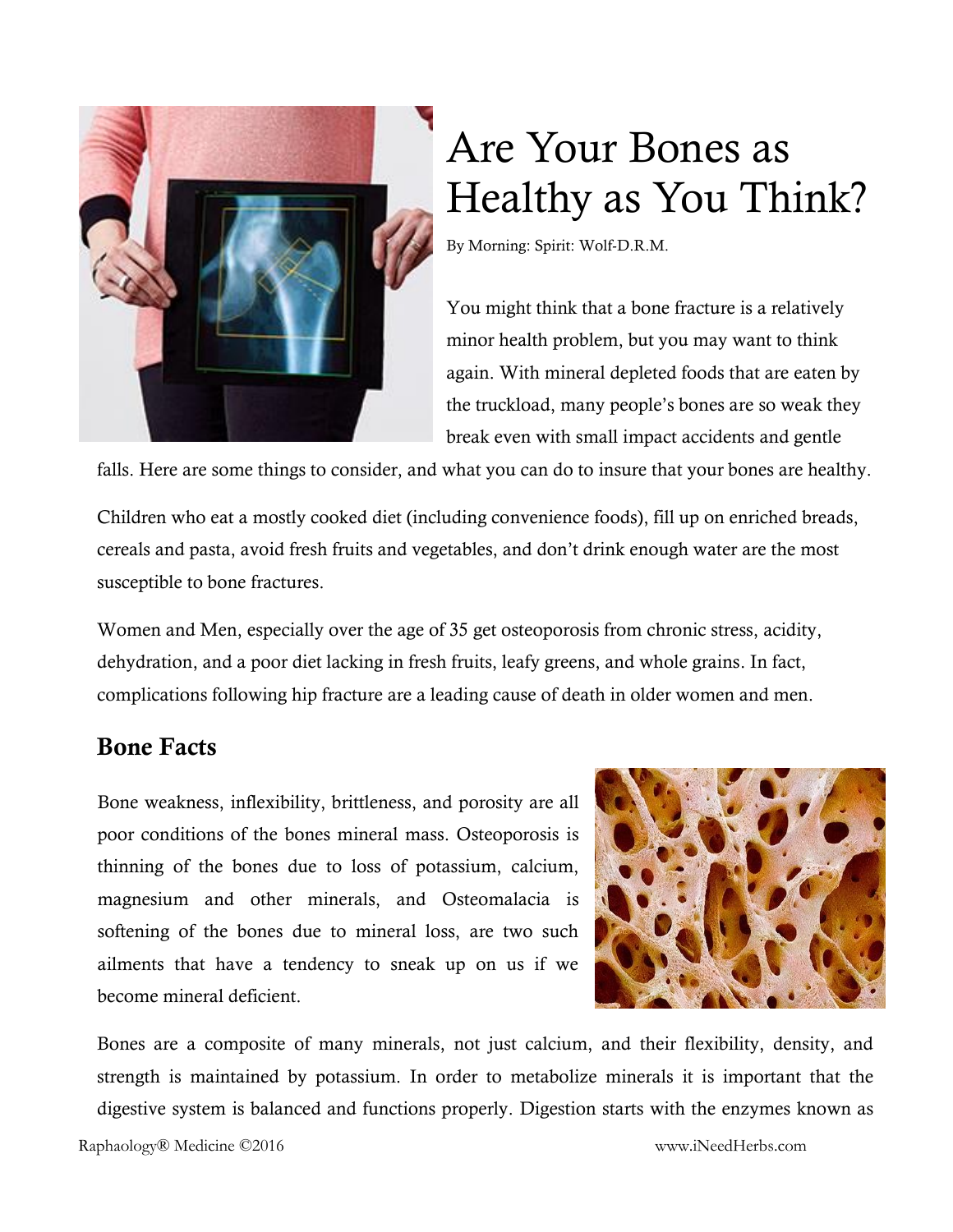# Are Your Bones as Healthy as You Think?

By Morning: Spirit: Wolf-D.R.M.

You might think that a bone fracture is a relatively minor health problem, but you may want to think again. With mineral depleted foods that are eaten by the truckload, many people's bones are so weak they break even with small impact accidents and gentle falls. Here are some things to consider, and what you can do to insure that your bones are healthy.

Children who eat a mostly cooked diet (including convenience foods), fill up on enriched breads, cereals and pasta, avoid fresh fruits and vegetables, and don't drink enough water are the most susceptible to bone fractures.

Women and Men, especially over the age of 35 get osteoporosis from chronic stress, acidity, dehydration, and a poor diet lacking in fresh fruits, leafy greens, and whole grains. In fact, complications following hip fracture are a leading cause of death in older women and men.

## Bone Facts

Bone weakness, inflexibility, brittleness, and porosity are all poor conditions of the bones mineral mass. Osteoporosis is thinning of the bones due to loss of potassium, calcium, magnesium and other minerals, and Osteomalacia is softening of the bones due to mineral loss, are two such ailments that have a tendency to sneak up on us if we become mineral deficient.

Bones are a composite of many minerals, not just calcium, and their flexibility, density, and strength is maintained by potassium. In order to metabolize minerals it is important that the digestive system is balanced and functions properly. Digestion starts with the enzymes known as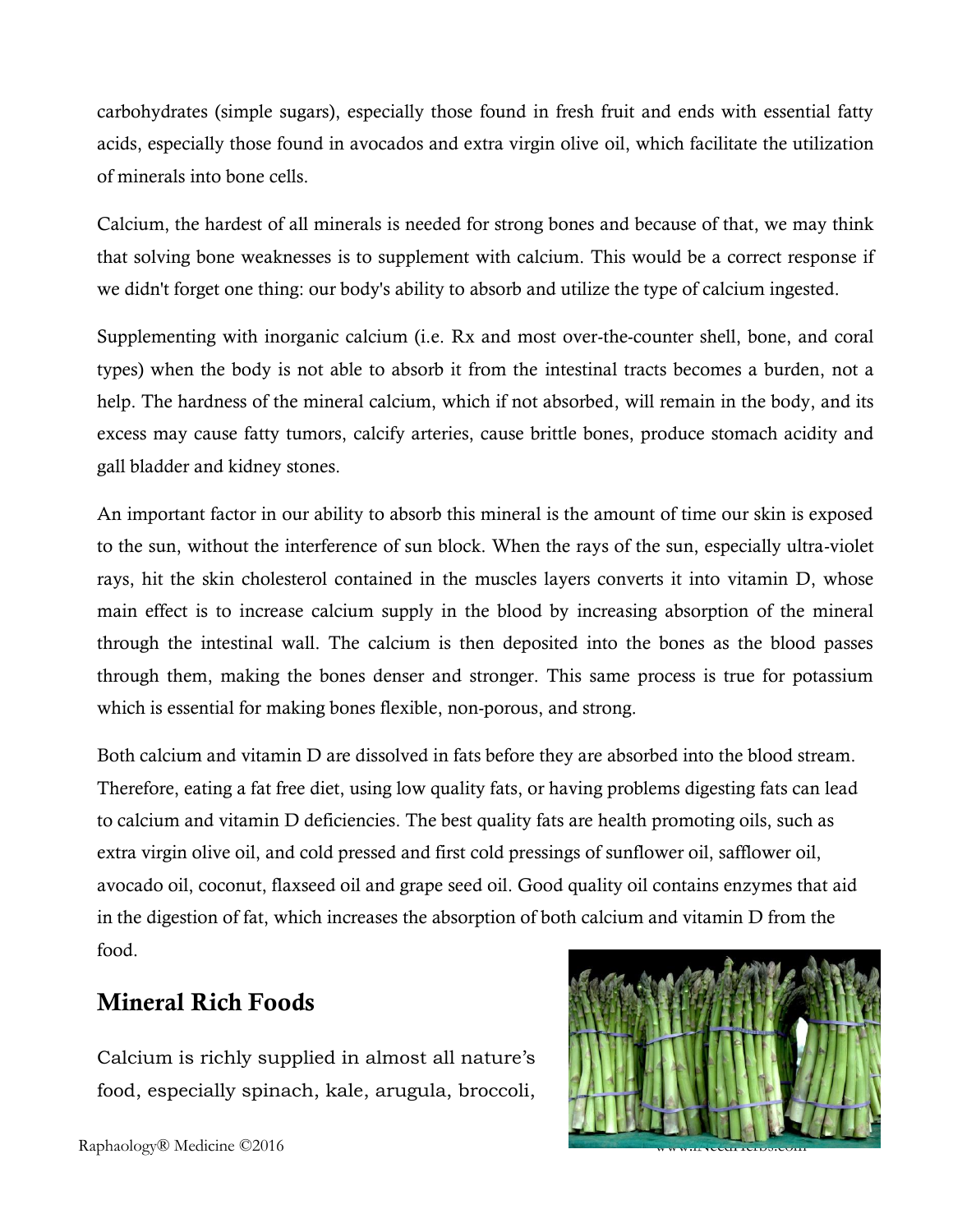carbohydrates (simple sugars), especially those found in fresh fruit and ends with essential fatty acids, especially those found in avocados and extra virgin olive oil, which facilitate the utilization of minerals into bone cells.

Calcium, the hardest of all minerals is needed for strong bones and because of that, we may think that solving bone weaknesses is to supplement with calcium. This would be a correct response if we didn't forget one thing: our body's ability to absorb and utilize the type of calcium ingested.

Supplementing with inorganic calcium (i.e. Rx and most over-the-counter shell, bone, and coral types) when the body is not able to absorb it from the intestinal tracts becomes a burden, not a help. The hardness of the mineral calcium, which if not absorbed, will remain in the body, and its excess may cause fatty tumors, calcify arteries, cause brittle bones, produce stomach acidity and gall bladder and kidney stones.

An important factor in our ability to absorb this mineral is the amount of time our skin is exposed to the sun, without the interference of sun block. When the rays of the sun, especially ultra-violet rays, hit the skin cholesterol contained in the muscles layers converts it into vitamin D, whose main effect is to increase calcium supply in the blood by increasing absorption of the mineral through the intestinal wall. The calcium is then deposited into the bones as the blood passes through them, making the bones denser and stronger. This same process is true for potassium which is essential for making bones flexible, non-porous, and strong.

Both calcium and vitamin D are dissolved in fats before they are absorbed into the blood stream. Therefore, eating a fat free diet, using low quality fats, or having problems digesting fats can lead to calcium and vitamin D deficiencies. The best quality fats are health promoting oils, such as extra virgin olive oil, and cold pressed and first cold pressings of sunflower oil, safflower oil, avocado oil, coconut, flaxseed oil and grape seed oil. Good quality oil contains enzymes that aid in the digestion of fat, which increases the absorption of both calcium and vitamin D from the food.

## Mineral Rich Foods

Calcium is richly supplied in almost all nature's food, especially spinach, kale, arugula, broccoli,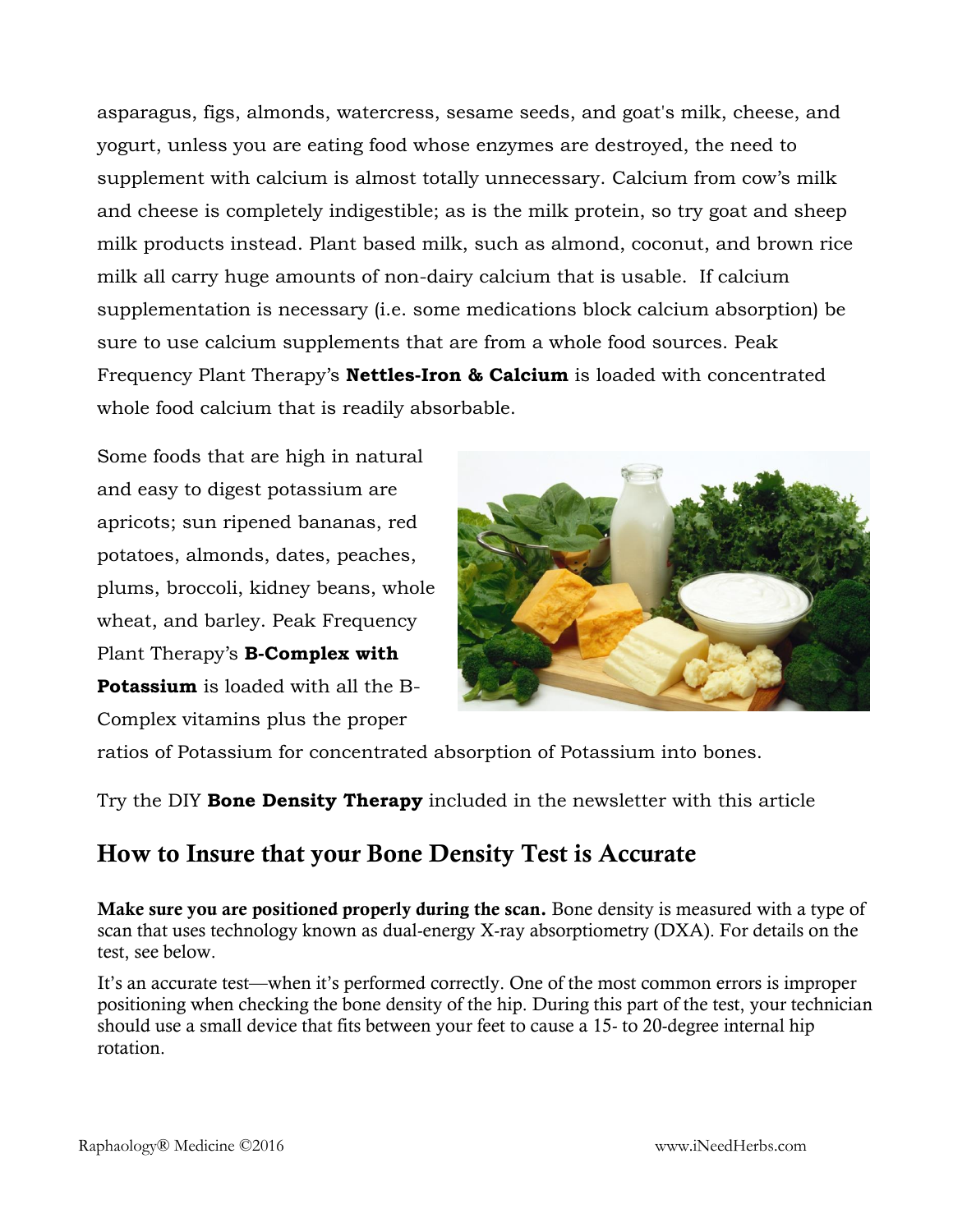asparagus, figs, almonds, watercress, sesame seeds, and goat's milk, cheese, and yogurt, unless you are eating food whose enzymes are destroyed, the need to supplement with calcium is almost totally unnecessary. Calcium from cow's milk and cheese is completely indigestible; as is the milk protein, so try goat and sheep milk products instead. Plant based milk, such as almond, coconut, and brown rice milk all carry huge amounts of non-dairy calcium that is usable.  If calcium supplementation is necessary (i.e. some medications block calcium absorption) be sure to use calcium supplements that are from a whole food sources. Peak Frequency Plant Therapy's **Nettles-Iron & Calcium** is loaded with concentrated whole food calcium that is readily absorbable.

Some foods that are high in natural and easy to digest potassium are apricots; sun ripened bananas, red potatoes, almonds, dates, peaches, plums, broccoli, kidney beans, whole wheat, and barley. Peak Frequency Plant Therapy's **B-Complex with Potassium** is loaded with all the B-Complex vitamins plus the proper ratios of Potassium for concentrated absorption of Potassium into bones.

Try the DIY **Bone Density Therapy** included in the newsletter with this article

## How to Insure that your Bone Density Test is Accurate

**Make sure you are positioned properly during the scan.** Bone density is measured with a type of scan that uses technology known as dual-energy X-ray absorptiometry (DXA). For details on the test, see below.

It's an accurate test—when it's performed correctly. One of the most common errors is improper positioning when checking the bone density of the hip. During this part of the test, your technician should use a small device that fits between your feet to cause a 15- to 20-degree internal hip rotation.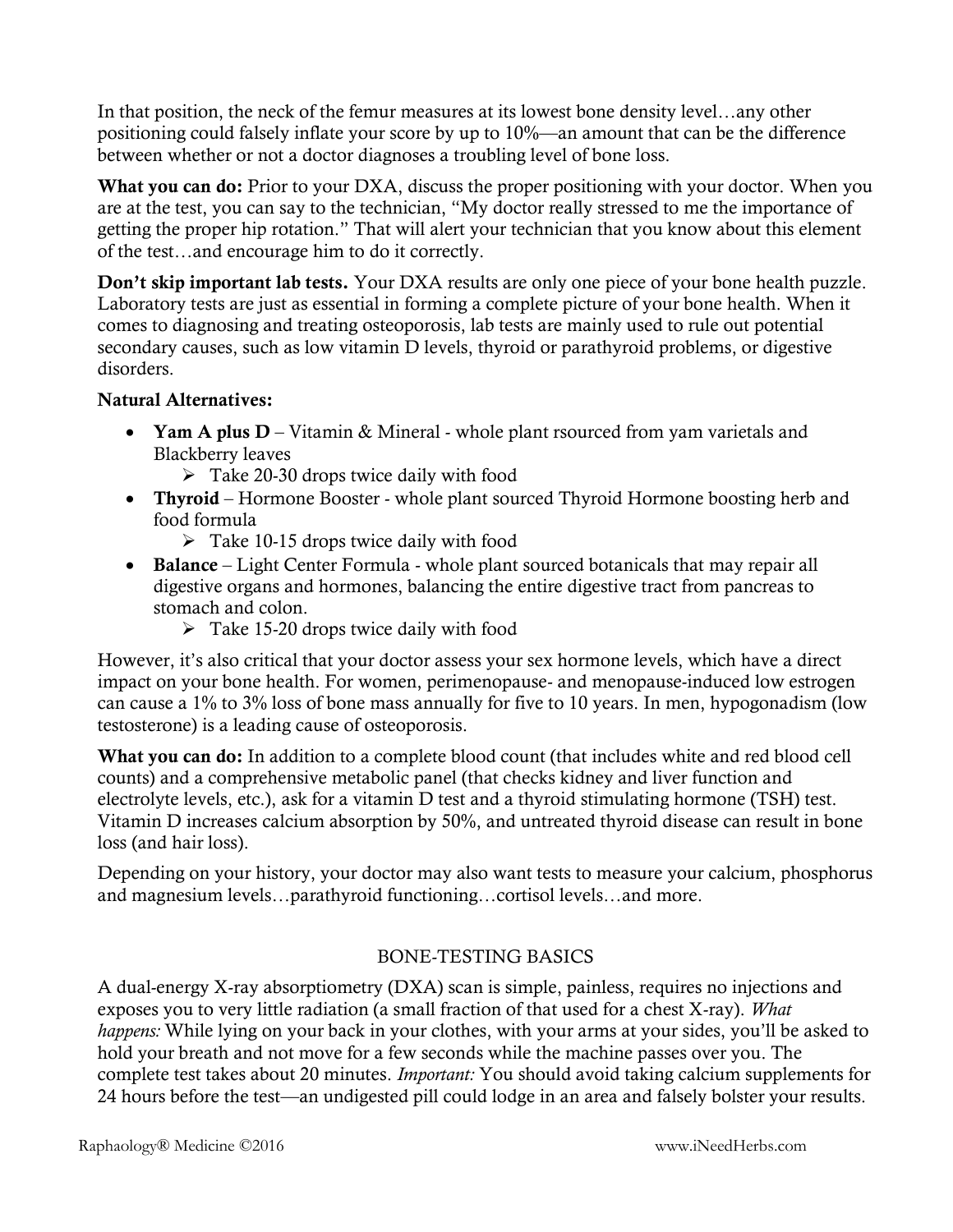In that position, the neck of the femur measures at its lowest bone density level…any other positioning could falsely inflate your score by up to 10%—an amount that can be the difference between whether or not a doctor diagnoses a troubling level of bone loss.

**What you can do:** Prior to your DXA, discuss the proper positioning with your doctor. When you are at the test, you can say to the technician, "My doctor really stressed to me the importance of getting the proper hip rotation." That will alert your technician that you know about this element of the test…and encourage him to do it correctly.

**Don't skip important lab tests.** Your DXA results are only one piece of your bone health puzzle. Laboratory tests are just as essential in forming a complete picture of your bone health. When it comes to diagnosing and treating osteoporosis, lab tests are mainly used to rule out potential secondary causes, such as low vitamin D levels, thyroid or parathyroid problems, or digestive disorders.

**Natural Alternatives:**

- **Yam A plus D** – Vitamin & Mineral - whole plant rsourced from yam varietals and Blackberry leaves
  - Take 20-30 drops twice daily with food
- **Thyroid** – Hormone Booster - whole plant sourced Thyroid Hormone boosting herb and food formula
  - Take 10-15 drops twice daily with food
- **Balance** – Light Center Formula - whole plant sourced botanicals that may repair all digestive organs and hormones, balancing the entire digestive tract from pancreas to stomach and colon.
  - Take 15-20 drops twice daily with food

However, it's also critical that your doctor assess your sex hormone levels, which have a direct impact on your bone health. For women, perimenopause- and menopause-induced low estrogen can cause a 1% to 3% loss of bone mass annually for five to 10 years. In men, hypogonadism (low testosterone) is a leading cause of osteoporosis.

**What you can do:** In addition to a complete blood count (that includes white and red blood cell counts) and a comprehensive metabolic panel (that checks kidney and liver function and electrolyte levels, etc.), ask for a vitamin D test and a thyroid stimulating hormone (TSH) test. Vitamin D increases calcium absorption by 50%, and untreated thyroid disease can result in bone loss (and hair loss).

Depending on your history, your doctor may also want tests to measure your calcium, phosphorus and magnesium levels…parathyroid functioning…cortisol levels…and more.

## BONE-TESTING BASICS

A dual-energy X-ray absorptiometry (DXA) scan is simple, painless, requires no injections and exposes you to very little radiation (a small fraction of that used for a chest X-ray). *What happens:* While lying on your back in your clothes, with your arms at your sides, you'll be asked to hold your breath and not move for a few seconds while the machine passes over you. The complete test takes about 20 minutes. *Important:* You should avoid taking calcium supplements for 24 hours before the test—an undigested pill could lodge in an area and falsely bolster your results.